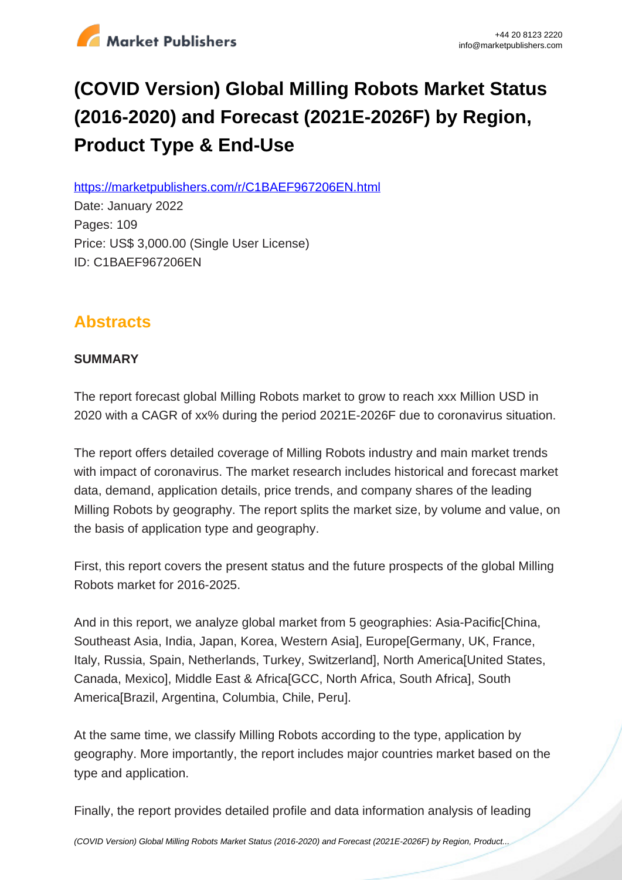# (COVID Version) Global Milling Robots Market Status (2016-2020) and Forecast (2021E-2026F) by Region, Product Type & End-Use

https://marketpublishers.com/r/C1BAEF967206EN.html

Date: January 2022

Pages: 109

Price: US$ 3,000.00 (Single User License)

ID: C1BAEF967206EN

## Abstracts

**SUMMARY**

The report forecast global Milling Robots market to grow to reach xxx Million USD in 2020 with a CAGR of xx% during the period 2021E-2026F due to coronavirus situation.

The report offers detailed coverage of Milling Robots industry and main market trends with impact of coronavirus. The market research includes historical and forecast market data, demand, application details, price trends, and company shares of the leading Milling Robots by geography. The report splits the market size, by volume and value, on the basis of application type and geography.

First, this report covers the present status and the future prospects of the global Milling Robots market for 2016-2025.

And in this report, we analyze global market from 5 geographies: Asia-Pacific[China, Southeast Asia, India, Japan, Korea, Western Asia], Europe[Germany, UK, France, Italy, Russia, Spain, Netherlands, Turkey, Switzerland], North America[United States, Canada, Mexico], Middle East & Africa[GCC, North Africa, South Africa], South America[Brazil, Argentina, Columbia, Chile, Peru].

At the same time, we classify Milling Robots according to the type, application by geography. More importantly, the report includes major countries market based on the type and application.

Finally, the report provides detailed profile and data information analysis of leading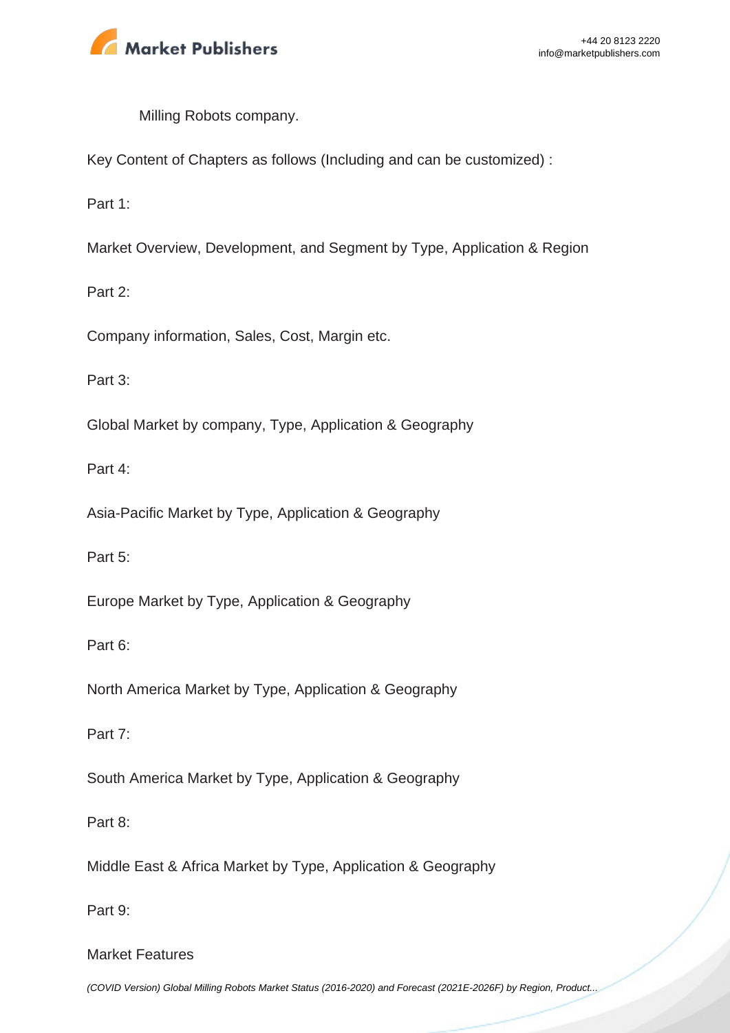Milling Robots company.

Key Content of Chapters as follows (Including and can be customized) :

Part 1:

Market Overview, Development, and Segment by Type, Application & Region

Part 2:

Company information, Sales, Cost, Margin etc.

Part 3:

Global Market by company, Type, Application & Geography

Part 4:

Asia-Pacific Market by Type, Application & Geography

Part 5:

Europe Market by Type, Application & Geography

Part 6:

North America Market by Type, Application & Geography

Part 7:

South America Market by Type, Application & Geography

Part 8:

Middle East & Africa Market by Type, Application & Geography

Part 9:

Market Features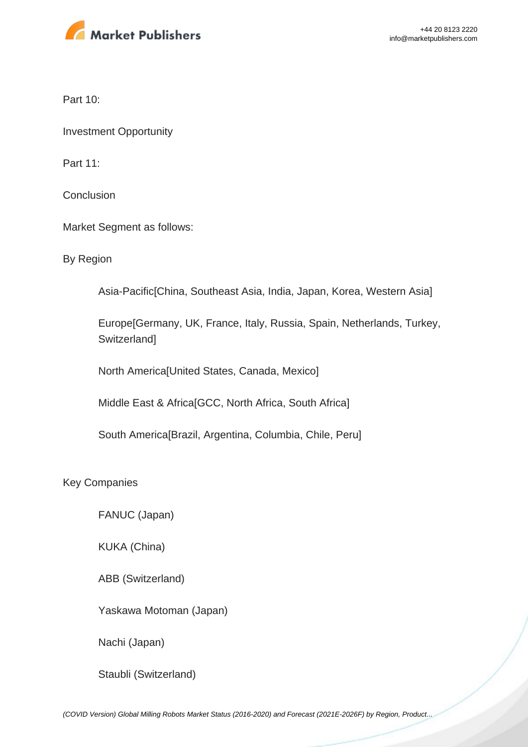Part 10:

Investment Opportunity

Part 11:

Conclusion

Market Segment as follows:

By Region

- Asia-Pacific[China, Southeast Asia, India, Japan, Korea, Western Asia]
- Europe[Germany, UK, France, Italy, Russia, Spain, Netherlands, Turkey, Switzerland]
- North America[United States, Canada, Mexico]
- Middle East & Africa[GCC, North Africa, South Africa]
- South America[Brazil, Argentina, Columbia, Chile, Peru]

Key Companies

- FANUC (Japan)
- KUKA (China)
- ABB (Switzerland)
- Yaskawa Motoman (Japan)
- Nachi (Japan)
- Staubli (Switzerland)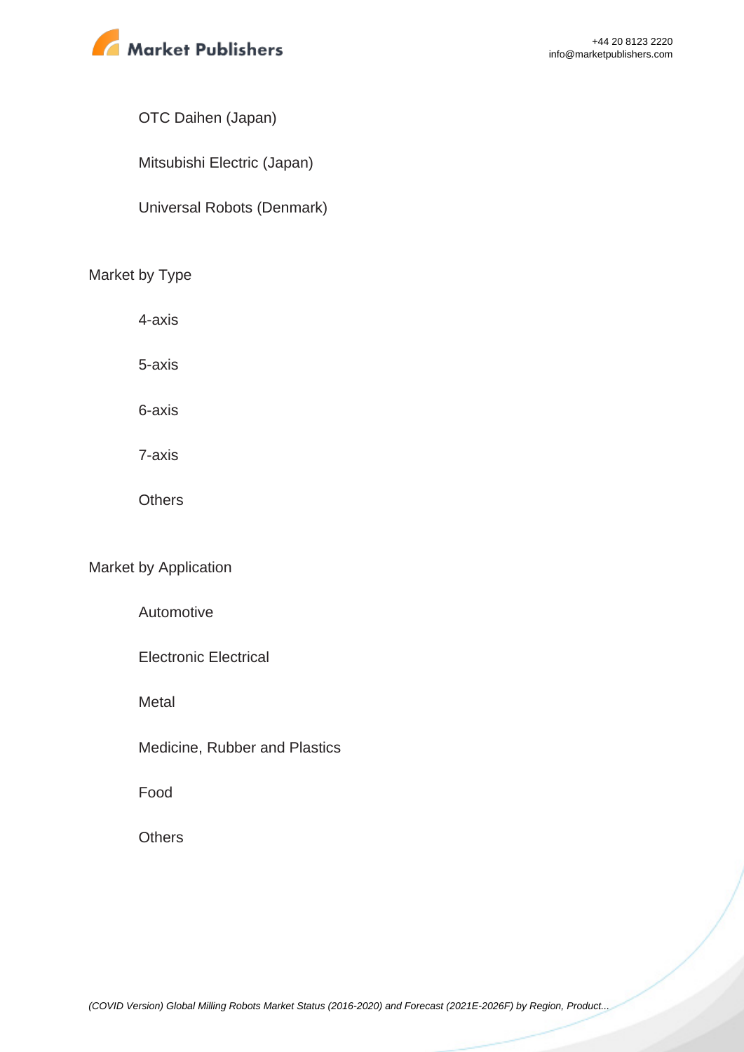- OTC Daihen (Japan)
- Mitsubishi Electric (Japan)
- Universal Robots (Denmark)

Market by Type

- 4-axis
- 5-axis
- 6-axis
- 7-axis
- Others

Market by Application

- Automotive
- Electronic Electrical
- Metal
- Medicine, Rubber and Plastics
- Food
- Others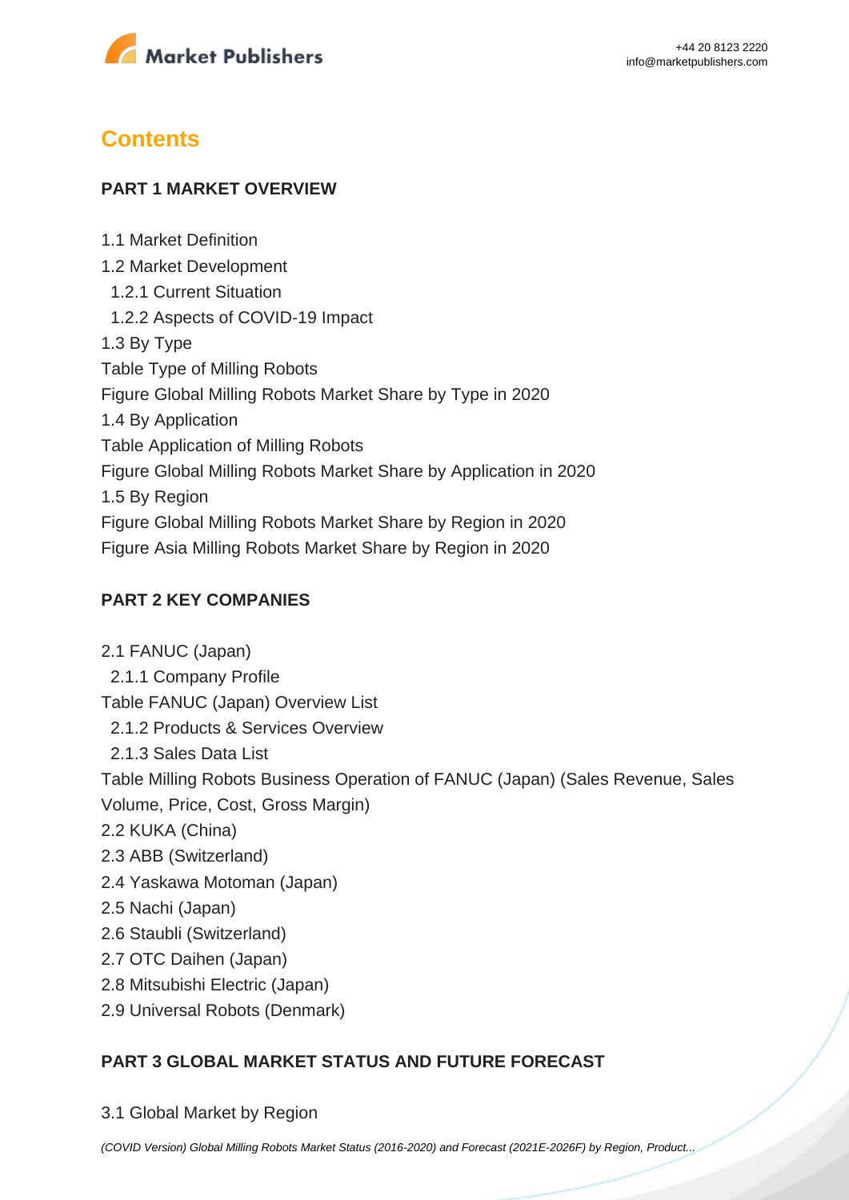## Contents

### PART 1 MARKET OVERVIEW

1.1 Market Definition
1.2 Market Development
  1.2.1 Current Situation
  1.2.2 Aspects of COVID-19 Impact
1.3 By Type
Table Type of Milling Robots
Figure Global Milling Robots Market Share by Type in 2020
1.4 By Application
Table Application of Milling Robots
Figure Global Milling Robots Market Share by Application in 2020
1.5 By Region
Figure Global Milling Robots Market Share by Region in 2020
Figure Asia Milling Robots Market Share by Region in 2020

### PART 2 KEY COMPANIES

2.1 FANUC (Japan)
  2.1.1 Company Profile
Table FANUC (Japan) Overview List
  2.1.2 Products & Services Overview
  2.1.3 Sales Data List
Table Milling Robots Business Operation of FANUC (Japan) (Sales Revenue, Sales Volume, Price, Cost, Gross Margin)
2.2 KUKA (China)
2.3 ABB (Switzerland)
2.4 Yaskawa Motoman (Japan)
2.5 Nachi (Japan)
2.6 Staubli (Switzerland)
2.7 OTC Daihen (Japan)
2.8 Mitsubishi Electric (Japan)
2.9 Universal Robots (Denmark)

### PART 3 GLOBAL MARKET STATUS AND FUTURE FORECAST

3.1 Global Market by Region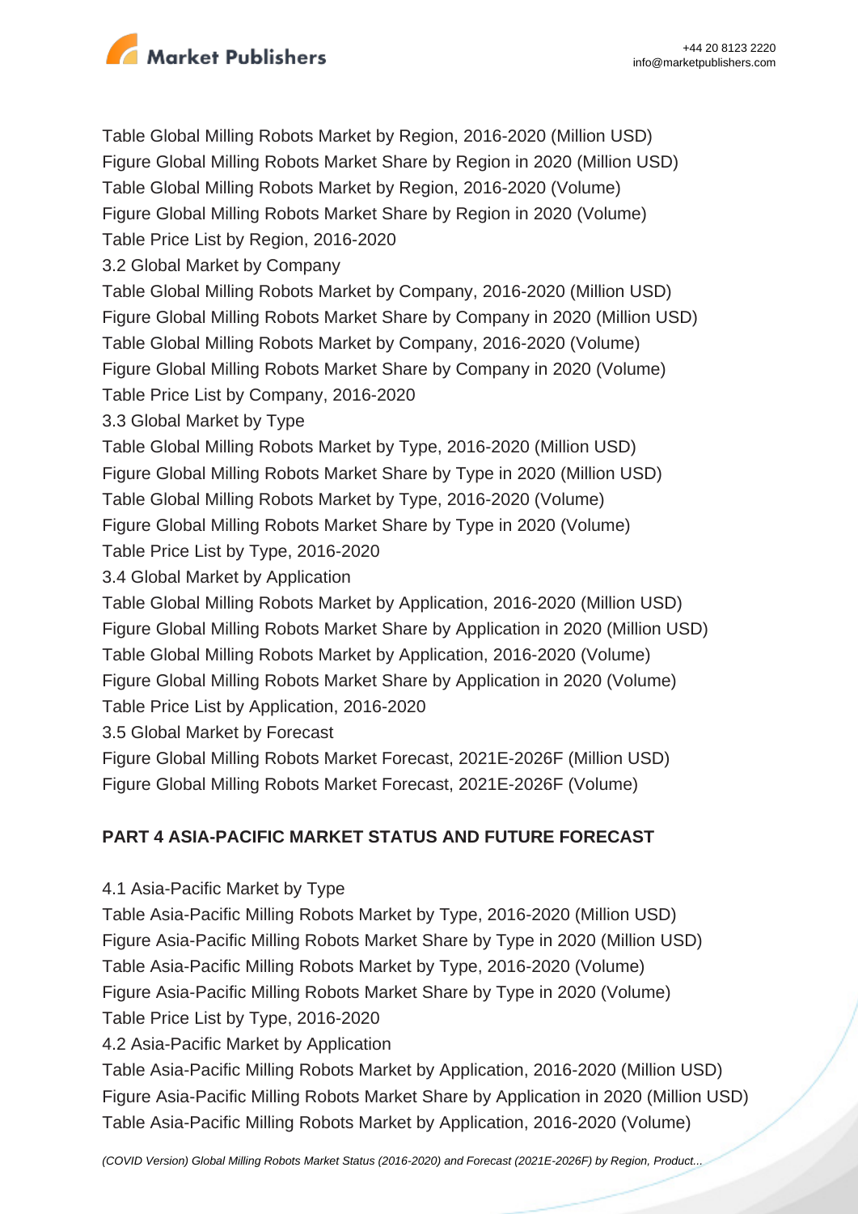Table Global Milling Robots Market by Region, 2016-2020 (Million USD)
Figure Global Milling Robots Market Share by Region in 2020 (Million USD)
Table Global Milling Robots Market by Region, 2016-2020 (Volume)
Figure Global Milling Robots Market Share by Region in 2020 (Volume)
Table Price List by Region, 2016-2020
3.2 Global Market by Company
Table Global Milling Robots Market by Company, 2016-2020 (Million USD)
Figure Global Milling Robots Market Share by Company in 2020 (Million USD)
Table Global Milling Robots Market by Company, 2016-2020 (Volume)
Figure Global Milling Robots Market Share by Company in 2020 (Volume)
Table Price List by Company, 2016-2020
3.3 Global Market by Type
Table Global Milling Robots Market by Type, 2016-2020 (Million USD)
Figure Global Milling Robots Market Share by Type in 2020 (Million USD)
Table Global Milling Robots Market by Type, 2016-2020 (Volume)
Figure Global Milling Robots Market Share by Type in 2020 (Volume)
Table Price List by Type, 2016-2020
3.4 Global Market by Application
Table Global Milling Robots Market by Application, 2016-2020 (Million USD)
Figure Global Milling Robots Market Share by Application in 2020 (Million USD)
Table Global Milling Robots Market by Application, 2016-2020 (Volume)
Figure Global Milling Robots Market Share by Application in 2020 (Volume)
Table Price List by Application, 2016-2020
3.5 Global Market by Forecast
Figure Global Milling Robots Market Forecast, 2021E-2026F (Million USD)
Figure Global Milling Robots Market Forecast, 2021E-2026F (Volume)

**PART 4 ASIA-PACIFIC MARKET STATUS AND FUTURE FORECAST**

4.1 Asia-Pacific Market by Type
Table Asia-Pacific Milling Robots Market by Type, 2016-2020 (Million USD)
Figure Asia-Pacific Milling Robots Market Share by Type in 2020 (Million USD)
Table Asia-Pacific Milling Robots Market by Type, 2016-2020 (Volume)
Figure Asia-Pacific Milling Robots Market Share by Type in 2020 (Volume)
Table Price List by Type, 2016-2020
4.2 Asia-Pacific Market by Application
Table Asia-Pacific Milling Robots Market by Application, 2016-2020 (Million USD)
Figure Asia-Pacific Milling Robots Market Share by Application in 2020 (Million USD)
Table Asia-Pacific Milling Robots Market by Application, 2016-2020 (Volume)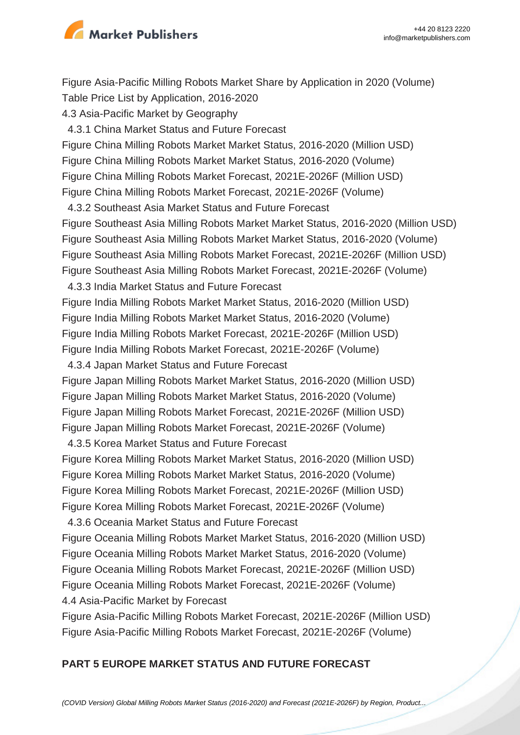Figure Asia-Pacific Milling Robots Market Share by Application in 2020 (Volume)
Table Price List by Application, 2016-2020
4.3 Asia-Pacific Market by Geography
  4.3.1 China Market Status and Future Forecast
Figure China Milling Robots Market Market Status, 2016-2020 (Million USD)
Figure China Milling Robots Market Market Status, 2016-2020 (Volume)
Figure China Milling Robots Market Forecast, 2021E-2026F (Million USD)
Figure China Milling Robots Market Forecast, 2021E-2026F (Volume)
  4.3.2 Southeast Asia Market Status and Future Forecast
Figure Southeast Asia Milling Robots Market Market Status, 2016-2020 (Million USD)
Figure Southeast Asia Milling Robots Market Market Status, 2016-2020 (Volume)
Figure Southeast Asia Milling Robots Market Forecast, 2021E-2026F (Million USD)
Figure Southeast Asia Milling Robots Market Forecast, 2021E-2026F (Volume)
  4.3.3 India Market Status and Future Forecast
Figure India Milling Robots Market Market Status, 2016-2020 (Million USD)
Figure India Milling Robots Market Market Status, 2016-2020 (Volume)
Figure India Milling Robots Market Forecast, 2021E-2026F (Million USD)
Figure India Milling Robots Market Forecast, 2021E-2026F (Volume)
  4.3.4 Japan Market Status and Future Forecast
Figure Japan Milling Robots Market Market Status, 2016-2020 (Million USD)
Figure Japan Milling Robots Market Market Status, 2016-2020 (Volume)
Figure Japan Milling Robots Market Forecast, 2021E-2026F (Million USD)
Figure Japan Milling Robots Market Forecast, 2021E-2026F (Volume)
  4.3.5 Korea Market Status and Future Forecast
Figure Korea Milling Robots Market Market Status, 2016-2020 (Million USD)
Figure Korea Milling Robots Market Market Status, 2016-2020 (Volume)
Figure Korea Milling Robots Market Forecast, 2021E-2026F (Million USD)
Figure Korea Milling Robots Market Forecast, 2021E-2026F (Volume)
  4.3.6 Oceania Market Status and Future Forecast
Figure Oceania Milling Robots Market Market Status, 2016-2020 (Million USD)
Figure Oceania Milling Robots Market Market Status, 2016-2020 (Volume)
Figure Oceania Milling Robots Market Forecast, 2021E-2026F (Million USD)
Figure Oceania Milling Robots Market Forecast, 2021E-2026F (Volume)
4.4 Asia-Pacific Market by Forecast
Figure Asia-Pacific Milling Robots Market Forecast, 2021E-2026F (Million USD)
Figure Asia-Pacific Milling Robots Market Forecast, 2021E-2026F (Volume)

**PART 5 EUROPE MARKET STATUS AND FUTURE FORECAST**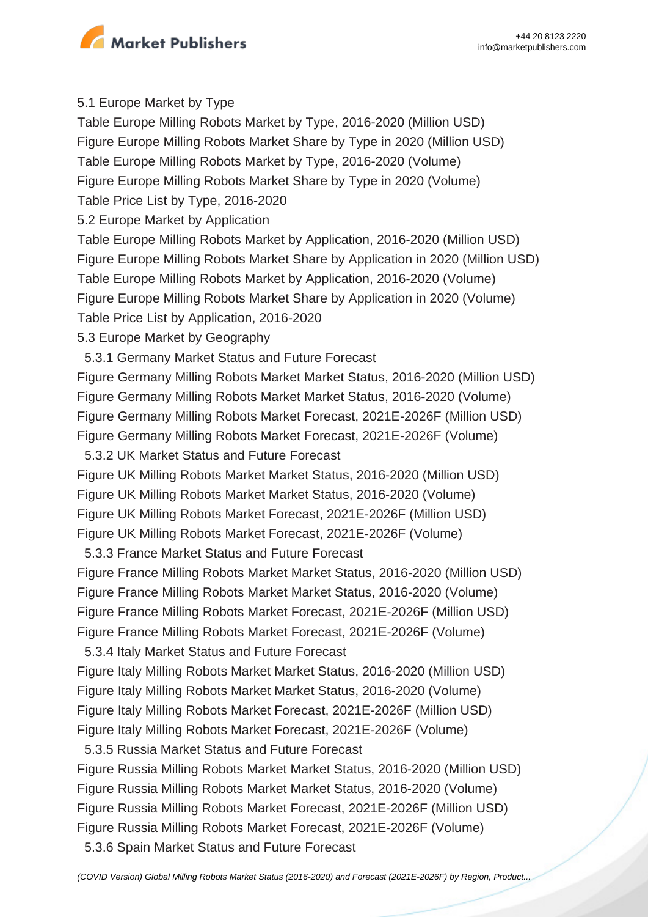5.1 Europe Market by Type

Table Europe Milling Robots Market by Type, 2016-2020 (Million USD)

Figure Europe Milling Robots Market Share by Type in 2020 (Million USD)

Table Europe Milling Robots Market by Type, 2016-2020 (Volume)

Figure Europe Milling Robots Market Share by Type in 2020 (Volume)

Table Price List by Type, 2016-2020

5.2 Europe Market by Application

Table Europe Milling Robots Market by Application, 2016-2020 (Million USD)

Figure Europe Milling Robots Market Share by Application in 2020 (Million USD)

Table Europe Milling Robots Market by Application, 2016-2020 (Volume)

Figure Europe Milling Robots Market Share by Application in 2020 (Volume)

Table Price List by Application, 2016-2020

5.3 Europe Market by Geography

5.3.1 Germany Market Status and Future Forecast

Figure Germany Milling Robots Market Market Status, 2016-2020 (Million USD)

Figure Germany Milling Robots Market Market Status, 2016-2020 (Volume)

Figure Germany Milling Robots Market Forecast, 2021E-2026F (Million USD)

Figure Germany Milling Robots Market Forecast, 2021E-2026F (Volume)

5.3.2 UK Market Status and Future Forecast

Figure UK Milling Robots Market Market Status, 2016-2020 (Million USD)

Figure UK Milling Robots Market Market Status, 2016-2020 (Volume)

Figure UK Milling Robots Market Forecast, 2021E-2026F (Million USD)

Figure UK Milling Robots Market Forecast, 2021E-2026F (Volume)

5.3.3 France Market Status and Future Forecast

Figure France Milling Robots Market Market Status, 2016-2020 (Million USD)

Figure France Milling Robots Market Market Status, 2016-2020 (Volume)

Figure France Milling Robots Market Forecast, 2021E-2026F (Million USD)

Figure France Milling Robots Market Forecast, 2021E-2026F (Volume)

5.3.4 Italy Market Status and Future Forecast

Figure Italy Milling Robots Market Market Status, 2016-2020 (Million USD)

Figure Italy Milling Robots Market Market Status, 2016-2020 (Volume)

Figure Italy Milling Robots Market Forecast, 2021E-2026F (Million USD)

Figure Italy Milling Robots Market Forecast, 2021E-2026F (Volume)

5.3.5 Russia Market Status and Future Forecast

Figure Russia Milling Robots Market Market Status, 2016-2020 (Million USD)

Figure Russia Milling Robots Market Market Status, 2016-2020 (Volume)

Figure Russia Milling Robots Market Forecast, 2021E-2026F (Million USD)

Figure Russia Milling Robots Market Forecast, 2021E-2026F (Volume)

5.3.6 Spain Market Status and Future Forecast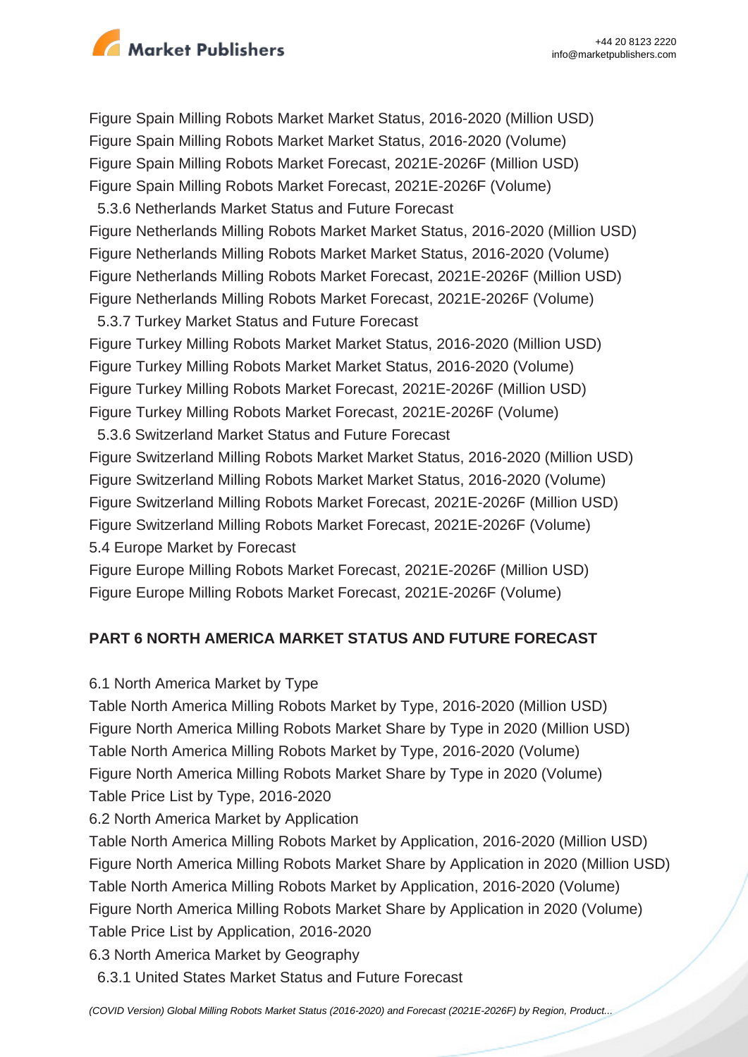Figure Spain Milling Robots Market Market Status, 2016-2020 (Million USD)
Figure Spain Milling Robots Market Market Status, 2016-2020 (Volume)
Figure Spain Milling Robots Market Forecast, 2021E-2026F (Million USD)
Figure Spain Milling Robots Market Forecast, 2021E-2026F (Volume)
  5.3.6 Netherlands Market Status and Future Forecast
Figure Netherlands Milling Robots Market Market Status, 2016-2020 (Million USD)
Figure Netherlands Milling Robots Market Market Status, 2016-2020 (Volume)
Figure Netherlands Milling Robots Market Forecast, 2021E-2026F (Million USD)
Figure Netherlands Milling Robots Market Forecast, 2021E-2026F (Volume)
  5.3.7 Turkey Market Status and Future Forecast
Figure Turkey Milling Robots Market Market Status, 2016-2020 (Million USD)
Figure Turkey Milling Robots Market Market Status, 2016-2020 (Volume)
Figure Turkey Milling Robots Market Forecast, 2021E-2026F (Million USD)
Figure Turkey Milling Robots Market Forecast, 2021E-2026F (Volume)
  5.3.6 Switzerland Market Status and Future Forecast
Figure Switzerland Milling Robots Market Market Status, 2016-2020 (Million USD)
Figure Switzerland Milling Robots Market Market Status, 2016-2020 (Volume)
Figure Switzerland Milling Robots Market Forecast, 2021E-2026F (Million USD)
Figure Switzerland Milling Robots Market Forecast, 2021E-2026F (Volume)
5.4 Europe Market by Forecast
Figure Europe Milling Robots Market Forecast, 2021E-2026F (Million USD)
Figure Europe Milling Robots Market Forecast, 2021E-2026F (Volume)

**PART 6 NORTH AMERICA MARKET STATUS AND FUTURE FORECAST**

6.1 North America Market by Type
Table North America Milling Robots Market by Type, 2016-2020 (Million USD)
Figure North America Milling Robots Market Share by Type in 2020 (Million USD)
Table North America Milling Robots Market by Type, 2016-2020 (Volume)
Figure North America Milling Robots Market Share by Type in 2020 (Volume)
Table Price List by Type, 2016-2020
6.2 North America Market by Application
Table North America Milling Robots Market by Application, 2016-2020 (Million USD)
Figure North America Milling Robots Market Share by Application in 2020 (Million USD)
Table North America Milling Robots Market by Application, 2016-2020 (Volume)
Figure North America Milling Robots Market Share by Application in 2020 (Volume)
Table Price List by Application, 2016-2020
6.3 North America Market by Geography
  6.3.1 United States Market Status and Future Forecast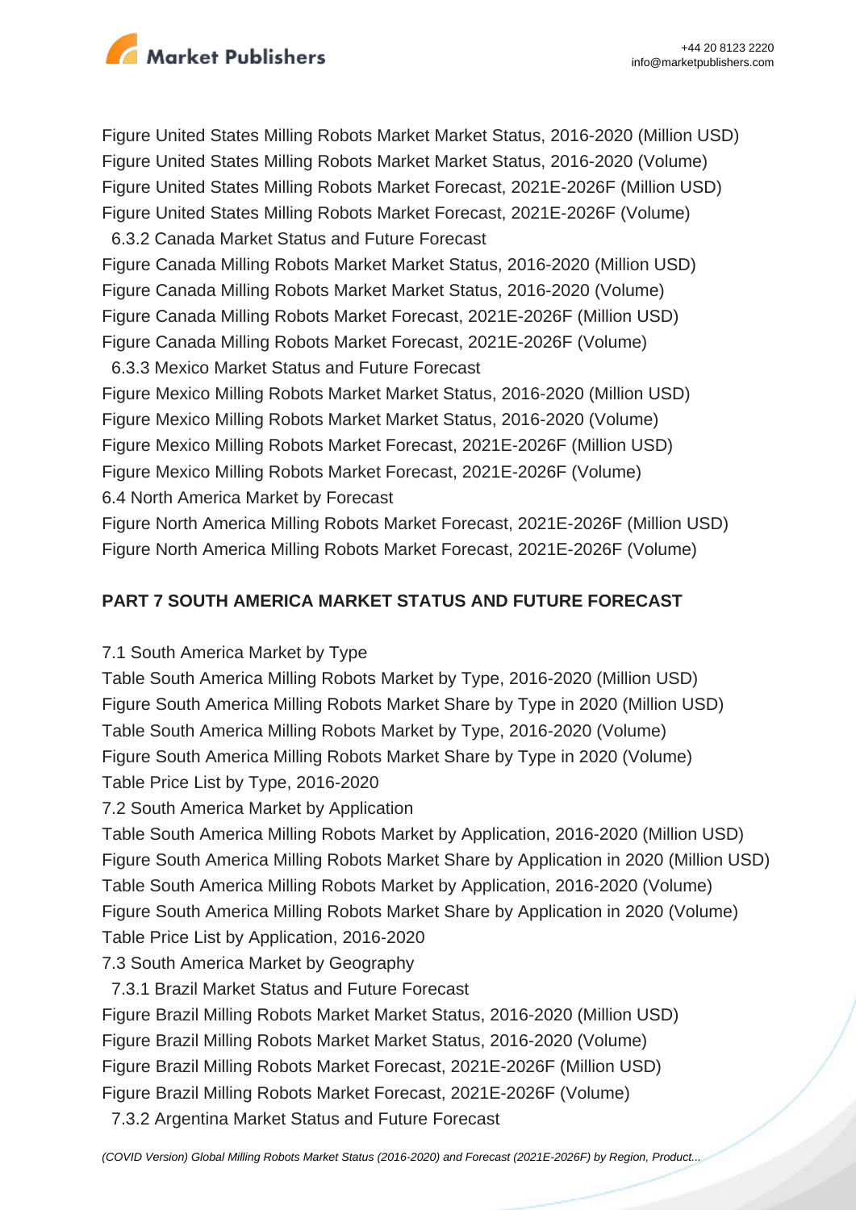Figure United States Milling Robots Market Market Status, 2016-2020 (Million USD)
Figure United States Milling Robots Market Market Status, 2016-2020 (Volume)
Figure United States Milling Robots Market Forecast, 2021E-2026F (Million USD)
Figure United States Milling Robots Market Forecast, 2021E-2026F (Volume)
  6.3.2 Canada Market Status and Future Forecast
Figure Canada Milling Robots Market Market Status, 2016-2020 (Million USD)
Figure Canada Milling Robots Market Market Status, 2016-2020 (Volume)
Figure Canada Milling Robots Market Forecast, 2021E-2026F (Million USD)
Figure Canada Milling Robots Market Forecast, 2021E-2026F (Volume)
  6.3.3 Mexico Market Status and Future Forecast
Figure Mexico Milling Robots Market Market Status, 2016-2020 (Million USD)
Figure Mexico Milling Robots Market Market Status, 2016-2020 (Volume)
Figure Mexico Milling Robots Market Forecast, 2021E-2026F (Million USD)
Figure Mexico Milling Robots Market Forecast, 2021E-2026F (Volume)
6.4 North America Market by Forecast
Figure North America Milling Robots Market Forecast, 2021E-2026F (Million USD)
Figure North America Milling Robots Market Forecast, 2021E-2026F (Volume)

**PART 7 SOUTH AMERICA MARKET STATUS AND FUTURE FORECAST**

7.1 South America Market by Type
Table South America Milling Robots Market by Type, 2016-2020 (Million USD)
Figure South America Milling Robots Market Share by Type in 2020 (Million USD)
Table South America Milling Robots Market by Type, 2016-2020 (Volume)
Figure South America Milling Robots Market Share by Type in 2020 (Volume)
Table Price List by Type, 2016-2020
7.2 South America Market by Application
Table South America Milling Robots Market by Application, 2016-2020 (Million USD)
Figure South America Milling Robots Market Share by Application in 2020 (Million USD)
Table South America Milling Robots Market by Application, 2016-2020 (Volume)
Figure South America Milling Robots Market Share by Application in 2020 (Volume)
Table Price List by Application, 2016-2020
7.3 South America Market by Geography
  7.3.1 Brazil Market Status and Future Forecast
Figure Brazil Milling Robots Market Market Status, 2016-2020 (Million USD)
Figure Brazil Milling Robots Market Market Status, 2016-2020 (Volume)
Figure Brazil Milling Robots Market Forecast, 2021E-2026F (Million USD)
Figure Brazil Milling Robots Market Forecast, 2021E-2026F (Volume)
  7.3.2 Argentina Market Status and Future Forecast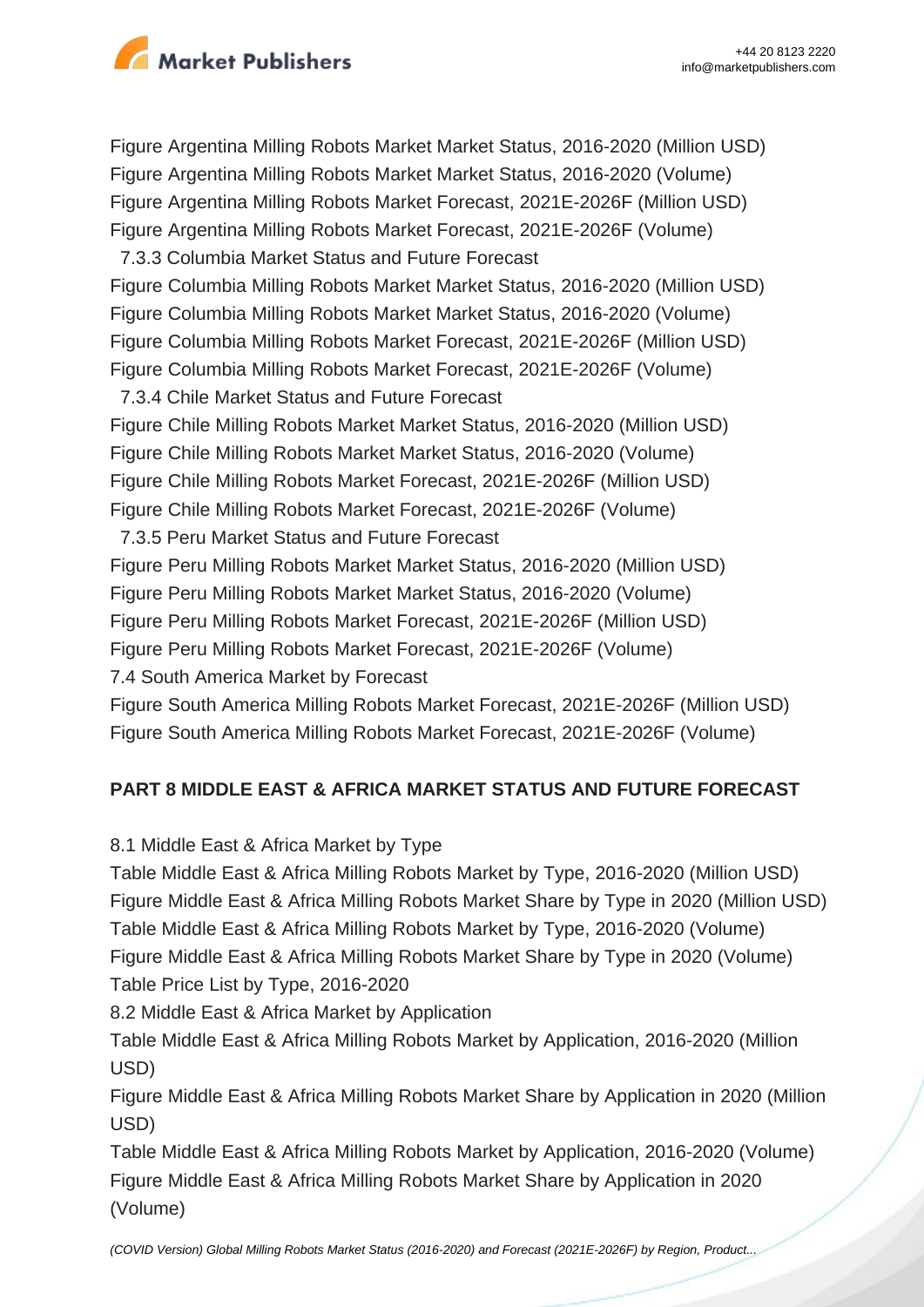Figure Argentina Milling Robots Market Market Status, 2016-2020 (Million USD)
Figure Argentina Milling Robots Market Market Status, 2016-2020 (Volume)
Figure Argentina Milling Robots Market Forecast, 2021E-2026F (Million USD)
Figure Argentina Milling Robots Market Forecast, 2021E-2026F (Volume)
  7.3.3 Columbia Market Status and Future Forecast
Figure Columbia Milling Robots Market Market Status, 2016-2020 (Million USD)
Figure Columbia Milling Robots Market Market Status, 2016-2020 (Volume)
Figure Columbia Milling Robots Market Forecast, 2021E-2026F (Million USD)
Figure Columbia Milling Robots Market Forecast, 2021E-2026F (Volume)
  7.3.4 Chile Market Status and Future Forecast
Figure Chile Milling Robots Market Market Status, 2016-2020 (Million USD)
Figure Chile Milling Robots Market Market Status, 2016-2020 (Volume)
Figure Chile Milling Robots Market Forecast, 2021E-2026F (Million USD)
Figure Chile Milling Robots Market Forecast, 2021E-2026F (Volume)
  7.3.5 Peru Market Status and Future Forecast
Figure Peru Milling Robots Market Market Status, 2016-2020 (Million USD)
Figure Peru Milling Robots Market Market Status, 2016-2020 (Volume)
Figure Peru Milling Robots Market Forecast, 2021E-2026F (Million USD)
Figure Peru Milling Robots Market Forecast, 2021E-2026F (Volume)
7.4 South America Market by Forecast
Figure South America Milling Robots Market Forecast, 2021E-2026F (Million USD)
Figure South America Milling Robots Market Forecast, 2021E-2026F (Volume)

## PART 8 MIDDLE EAST & AFRICA MARKET STATUS AND FUTURE FORECAST

8.1 Middle East & Africa Market by Type
Table Middle East & Africa Milling Robots Market by Type, 2016-2020 (Million USD)
Figure Middle East & Africa Milling Robots Market Share by Type in 2020 (Million USD)
Table Middle East & Africa Milling Robots Market by Type, 2016-2020 (Volume)
Figure Middle East & Africa Milling Robots Market Share by Type in 2020 (Volume)
Table Price List by Type, 2016-2020
8.2 Middle East & Africa Market by Application
Table Middle East & Africa Milling Robots Market by Application, 2016-2020 (Million USD)
Figure Middle East & Africa Milling Robots Market Share by Application in 2020 (Million USD)
Table Middle East & Africa Milling Robots Market by Application, 2016-2020 (Volume)
Figure Middle East & Africa Milling Robots Market Share by Application in 2020 (Volume)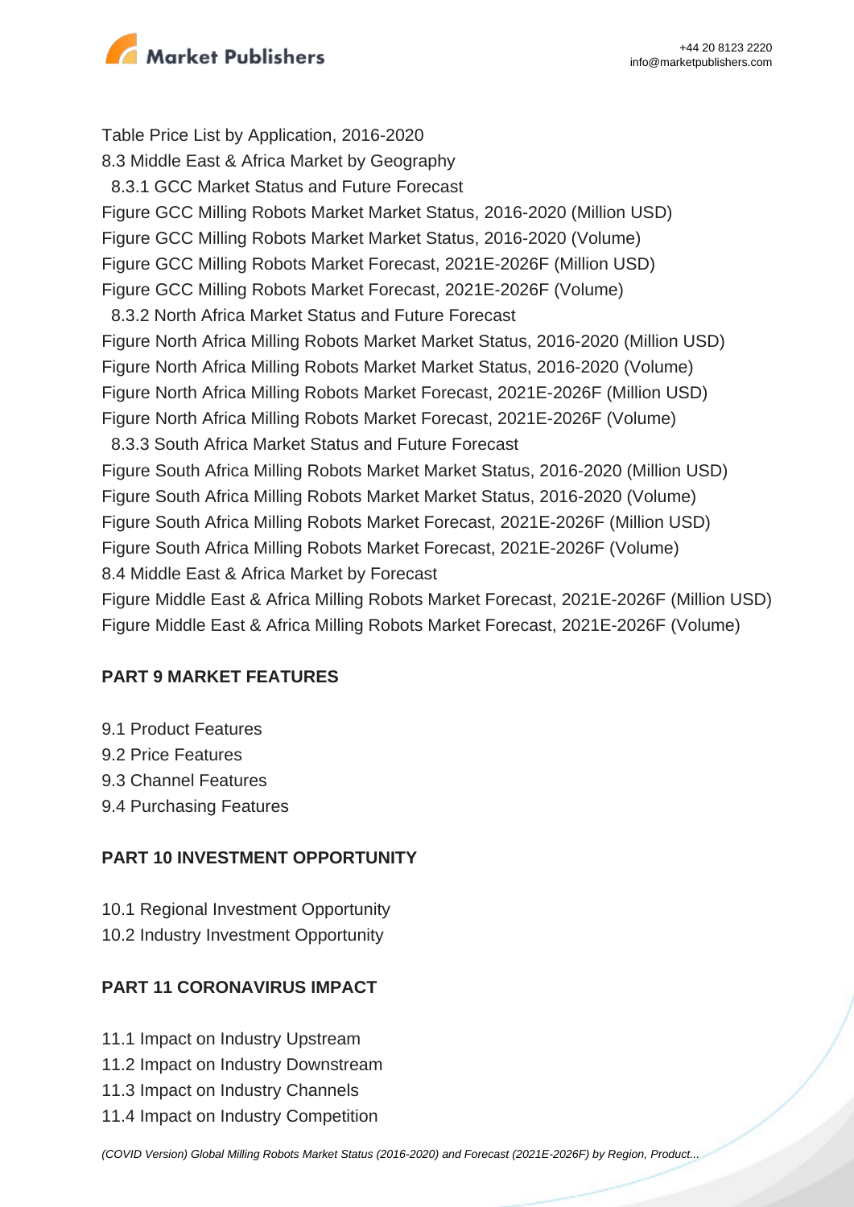Table Price List by Application, 2016-2020

8.3 Middle East & Africa Market by Geography

8.3.1 GCC Market Status and Future Forecast

Figure GCC Milling Robots Market Market Status, 2016-2020 (Million USD)

Figure GCC Milling Robots Market Market Status, 2016-2020 (Volume)

Figure GCC Milling Robots Market Forecast, 2021E-2026F (Million USD)

Figure GCC Milling Robots Market Forecast, 2021E-2026F (Volume)

8.3.2 North Africa Market Status and Future Forecast

Figure North Africa Milling Robots Market Market Status, 2016-2020 (Million USD)

Figure North Africa Milling Robots Market Market Status, 2016-2020 (Volume)

Figure North Africa Milling Robots Market Forecast, 2021E-2026F (Million USD)

Figure North Africa Milling Robots Market Forecast, 2021E-2026F (Volume)

8.3.3 South Africa Market Status and Future Forecast

Figure South Africa Milling Robots Market Market Status, 2016-2020 (Million USD)

Figure South Africa Milling Robots Market Market Status, 2016-2020 (Volume)

Figure South Africa Milling Robots Market Forecast, 2021E-2026F (Million USD)

Figure South Africa Milling Robots Market Forecast, 2021E-2026F (Volume)

8.4 Middle East & Africa Market by Forecast

Figure Middle East & Africa Milling Robots Market Forecast, 2021E-2026F (Million USD)

Figure Middle East & Africa Milling Robots Market Forecast, 2021E-2026F (Volume)

## PART 9 MARKET FEATURES

9.1 Product Features

9.2 Price Features

9.3 Channel Features

9.4 Purchasing Features

## PART 10 INVESTMENT OPPORTUNITY

10.1 Regional Investment Opportunity

10.2 Industry Investment Opportunity

## PART 11 CORONAVIRUS IMPACT

11.1 Impact on Industry Upstream

11.2 Impact on Industry Downstream

11.3 Impact on Industry Channels

11.4 Impact on Industry Competition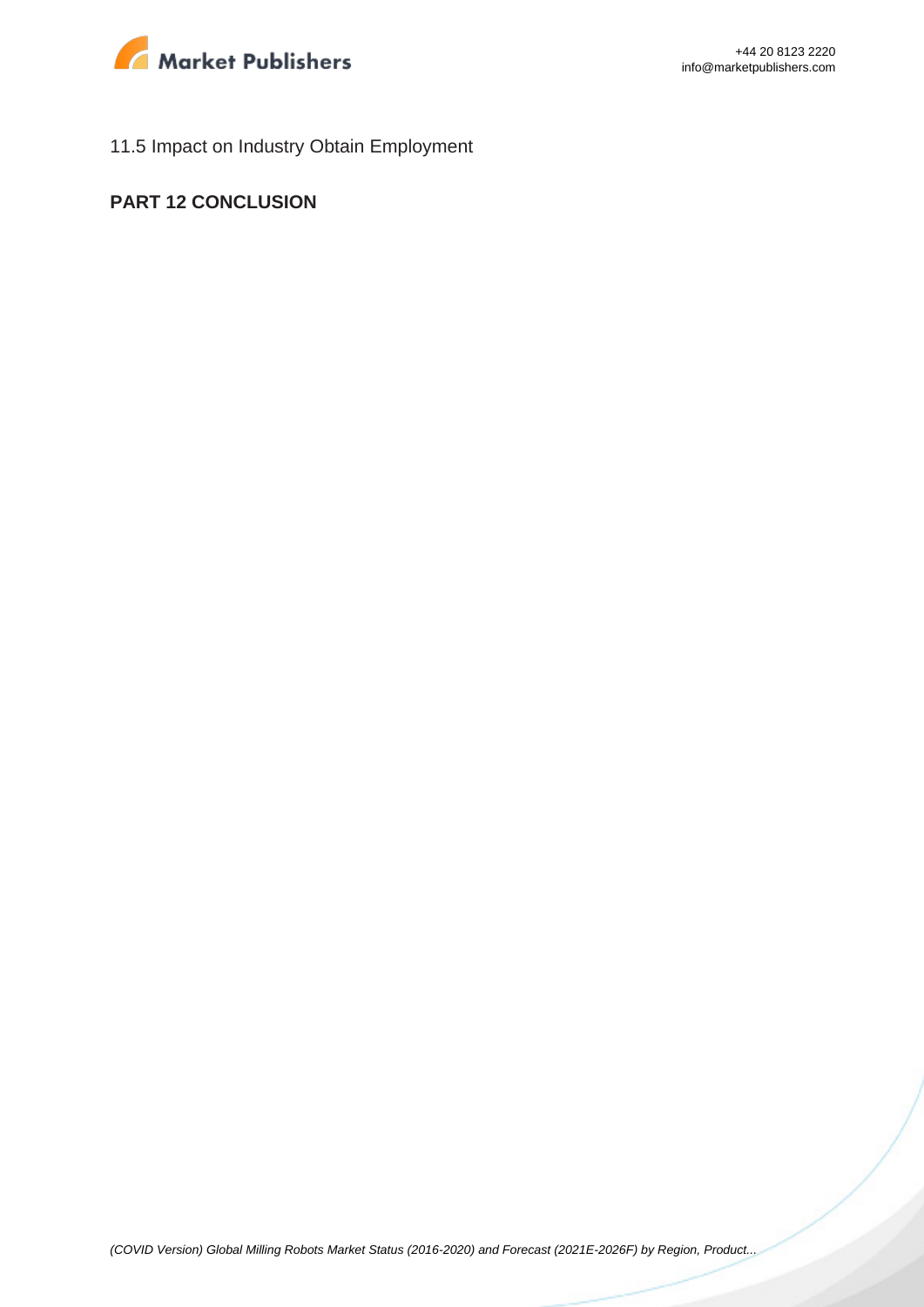11.5 Impact on Industry Obtain Employment

## PART 12 CONCLUSION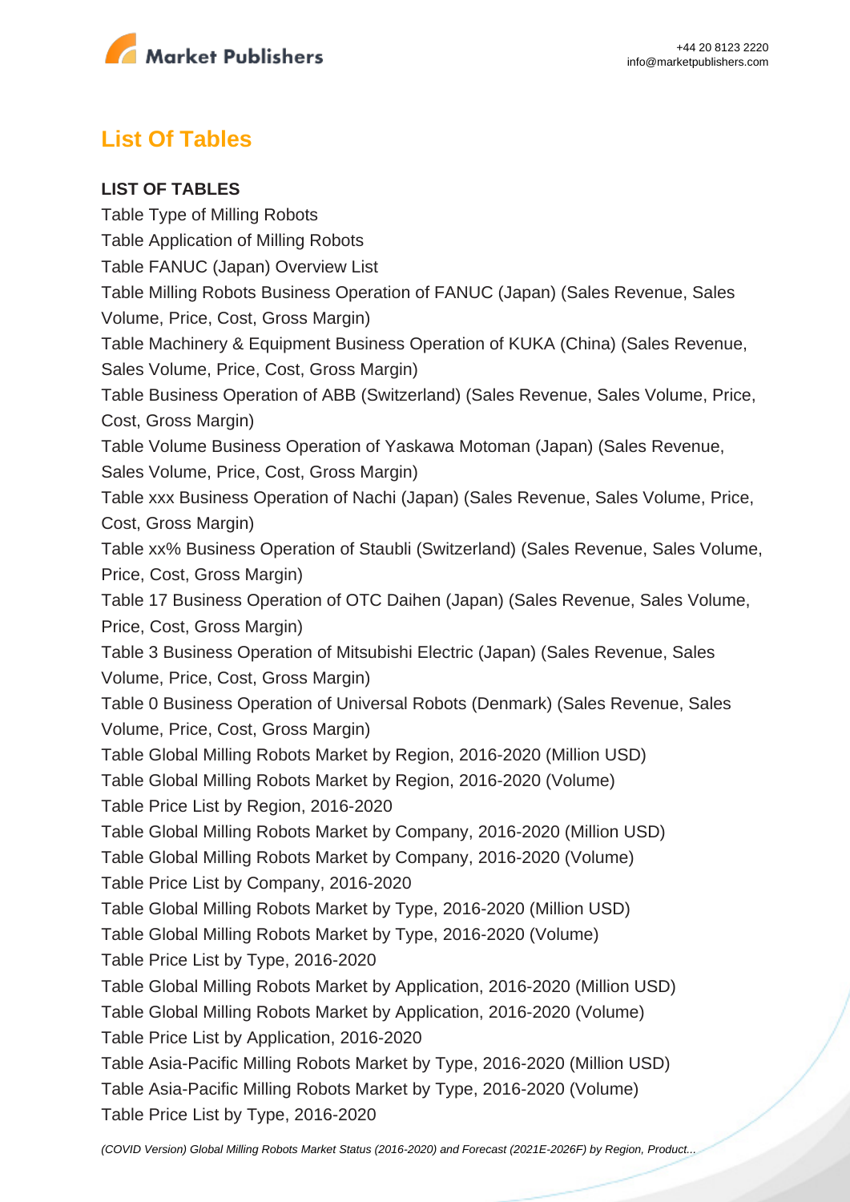## List Of Tables

**LIST OF TABLES**

Table Type of Milling Robots
Table Application of Milling Robots
Table FANUC (Japan) Overview List
Table Milling Robots Business Operation of FANUC (Japan) (Sales Revenue, Sales Volume, Price, Cost, Gross Margin)
Table Machinery & Equipment Business Operation of KUKA (China) (Sales Revenue, Sales Volume, Price, Cost, Gross Margin)
Table Business Operation of ABB (Switzerland) (Sales Revenue, Sales Volume, Price, Cost, Gross Margin)
Table Volume Business Operation of Yaskawa Motoman (Japan) (Sales Revenue, Sales Volume, Price, Cost, Gross Margin)
Table xxx Business Operation of Nachi (Japan) (Sales Revenue, Sales Volume, Price, Cost, Gross Margin)
Table xx% Business Operation of Staubli (Switzerland) (Sales Revenue, Sales Volume, Price, Cost, Gross Margin)
Table 17 Business Operation of OTC Daihen (Japan) (Sales Revenue, Sales Volume, Price, Cost, Gross Margin)
Table 3 Business Operation of Mitsubishi Electric (Japan) (Sales Revenue, Sales Volume, Price, Cost, Gross Margin)
Table 0 Business Operation of Universal Robots (Denmark) (Sales Revenue, Sales Volume, Price, Cost, Gross Margin)
Table Global Milling Robots Market by Region, 2016-2020 (Million USD)
Table Global Milling Robots Market by Region, 2016-2020 (Volume)
Table Price List by Region, 2016-2020
Table Global Milling Robots Market by Company, 2016-2020 (Million USD)
Table Global Milling Robots Market by Company, 2016-2020 (Volume)
Table Price List by Company, 2016-2020
Table Global Milling Robots Market by Type, 2016-2020 (Million USD)
Table Global Milling Robots Market by Type, 2016-2020 (Volume)
Table Price List by Type, 2016-2020
Table Global Milling Robots Market by Application, 2016-2020 (Million USD)
Table Global Milling Robots Market by Application, 2016-2020 (Volume)
Table Price List by Application, 2016-2020
Table Asia-Pacific Milling Robots Market by Type, 2016-2020 (Million USD)
Table Asia-Pacific Milling Robots Market by Type, 2016-2020 (Volume)
Table Price List by Type, 2016-2020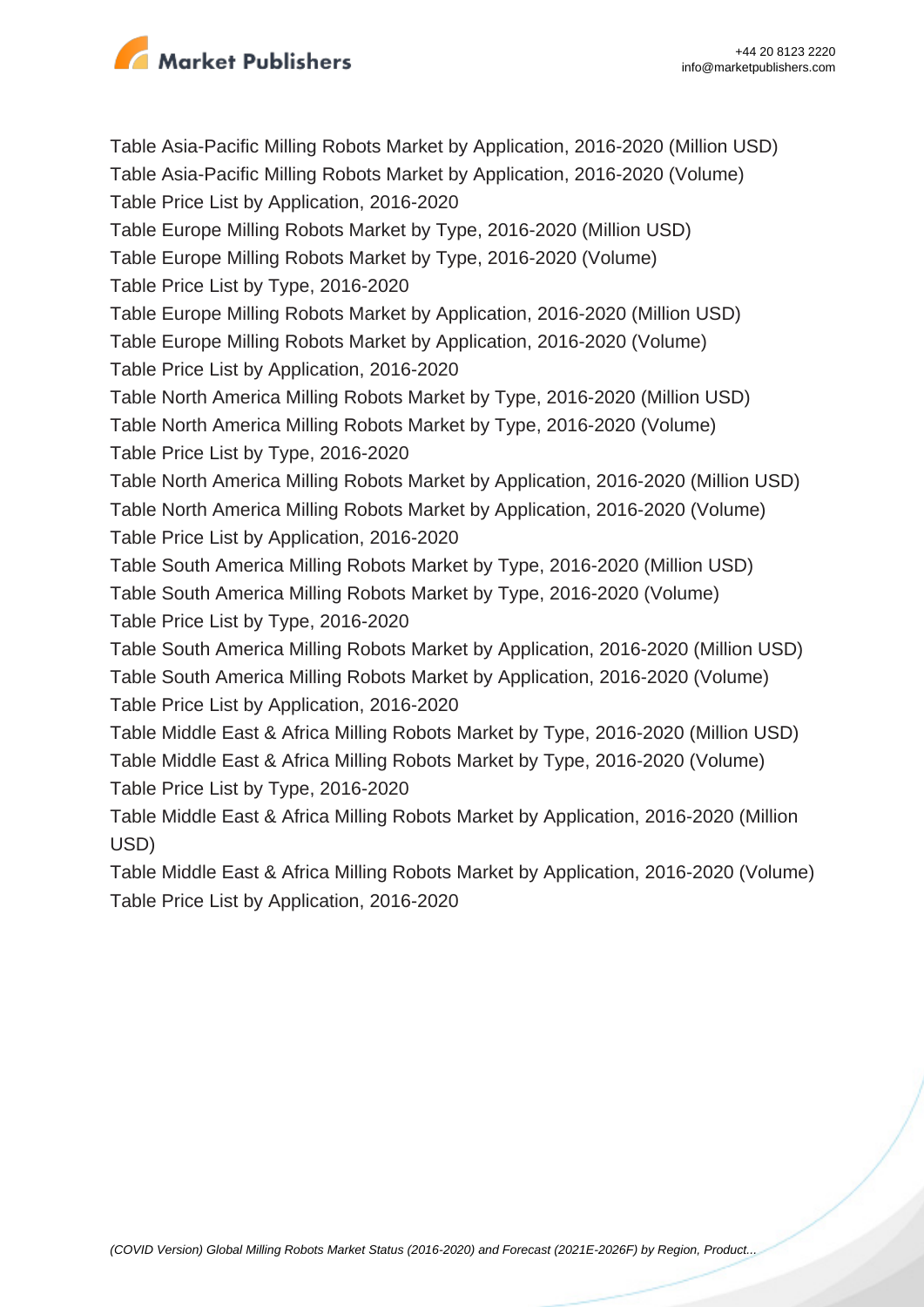Table Asia-Pacific Milling Robots Market by Application, 2016-2020 (Million USD)
Table Asia-Pacific Milling Robots Market by Application, 2016-2020 (Volume)
Table Price List by Application, 2016-2020
Table Europe Milling Robots Market by Type, 2016-2020 (Million USD)
Table Europe Milling Robots Market by Type, 2016-2020 (Volume)
Table Price List by Type, 2016-2020
Table Europe Milling Robots Market by Application, 2016-2020 (Million USD)
Table Europe Milling Robots Market by Application, 2016-2020 (Volume)
Table Price List by Application, 2016-2020
Table North America Milling Robots Market by Type, 2016-2020 (Million USD)
Table North America Milling Robots Market by Type, 2016-2020 (Volume)
Table Price List by Type, 2016-2020
Table North America Milling Robots Market by Application, 2016-2020 (Million USD)
Table North America Milling Robots Market by Application, 2016-2020 (Volume)
Table Price List by Application, 2016-2020
Table South America Milling Robots Market by Type, 2016-2020 (Million USD)
Table South America Milling Robots Market by Type, 2016-2020 (Volume)
Table Price List by Type, 2016-2020
Table South America Milling Robots Market by Application, 2016-2020 (Million USD)
Table South America Milling Robots Market by Application, 2016-2020 (Volume)
Table Price List by Application, 2016-2020
Table Middle East & Africa Milling Robots Market by Type, 2016-2020 (Million USD)
Table Middle East & Africa Milling Robots Market by Type, 2016-2020 (Volume)
Table Price List by Type, 2016-2020
Table Middle East & Africa Milling Robots Market by Application, 2016-2020 (Million USD)
Table Middle East & Africa Milling Robots Market by Application, 2016-2020 (Volume)
Table Price List by Application, 2016-2020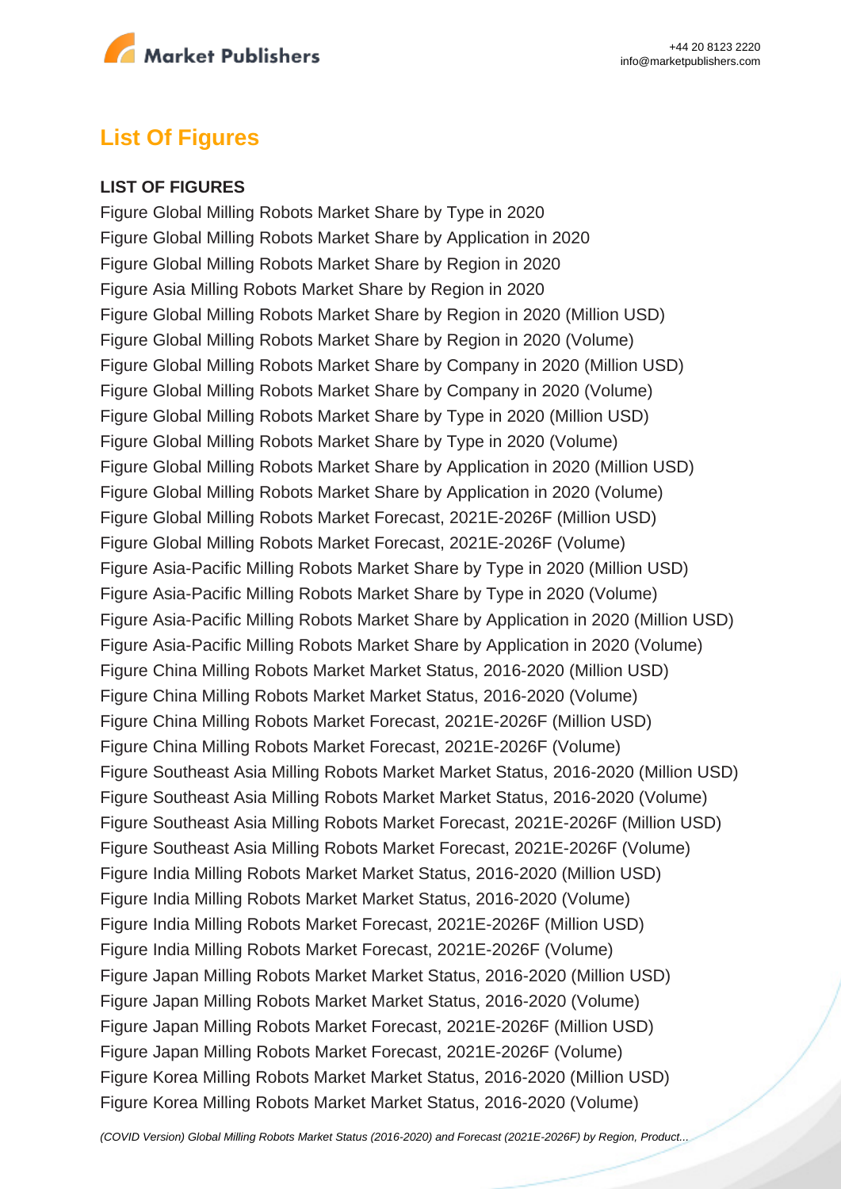## List Of Figures

**LIST OF FIGURES**

Figure Global Milling Robots Market Share by Type in 2020
Figure Global Milling Robots Market Share by Application in 2020
Figure Global Milling Robots Market Share by Region in 2020
Figure Asia Milling Robots Market Share by Region in 2020
Figure Global Milling Robots Market Share by Region in 2020 (Million USD)
Figure Global Milling Robots Market Share by Region in 2020 (Volume)
Figure Global Milling Robots Market Share by Company in 2020 (Million USD)
Figure Global Milling Robots Market Share by Company in 2020 (Volume)
Figure Global Milling Robots Market Share by Type in 2020 (Million USD)
Figure Global Milling Robots Market Share by Type in 2020 (Volume)
Figure Global Milling Robots Market Share by Application in 2020 (Million USD)
Figure Global Milling Robots Market Share by Application in 2020 (Volume)
Figure Global Milling Robots Market Forecast, 2021E-2026F (Million USD)
Figure Global Milling Robots Market Forecast, 2021E-2026F (Volume)
Figure Asia-Pacific Milling Robots Market Share by Type in 2020 (Million USD)
Figure Asia-Pacific Milling Robots Market Share by Type in 2020 (Volume)
Figure Asia-Pacific Milling Robots Market Share by Application in 2020 (Million USD)
Figure Asia-Pacific Milling Robots Market Share by Application in 2020 (Volume)
Figure China Milling Robots Market Market Status, 2016-2020 (Million USD)
Figure China Milling Robots Market Market Status, 2016-2020 (Volume)
Figure China Milling Robots Market Forecast, 2021E-2026F (Million USD)
Figure China Milling Robots Market Forecast, 2021E-2026F (Volume)
Figure Southeast Asia Milling Robots Market Market Status, 2016-2020 (Million USD)
Figure Southeast Asia Milling Robots Market Market Status, 2016-2020 (Volume)
Figure Southeast Asia Milling Robots Market Forecast, 2021E-2026F (Million USD)
Figure Southeast Asia Milling Robots Market Forecast, 2021E-2026F (Volume)
Figure India Milling Robots Market Market Status, 2016-2020 (Million USD)
Figure India Milling Robots Market Market Status, 2016-2020 (Volume)
Figure India Milling Robots Market Forecast, 2021E-2026F (Million USD)
Figure India Milling Robots Market Forecast, 2021E-2026F (Volume)
Figure Japan Milling Robots Market Market Status, 2016-2020 (Million USD)
Figure Japan Milling Robots Market Market Status, 2016-2020 (Volume)
Figure Japan Milling Robots Market Forecast, 2021E-2026F (Million USD)
Figure Japan Milling Robots Market Forecast, 2021E-2026F (Volume)
Figure Korea Milling Robots Market Market Status, 2016-2020 (Million USD)
Figure Korea Milling Robots Market Market Status, 2016-2020 (Volume)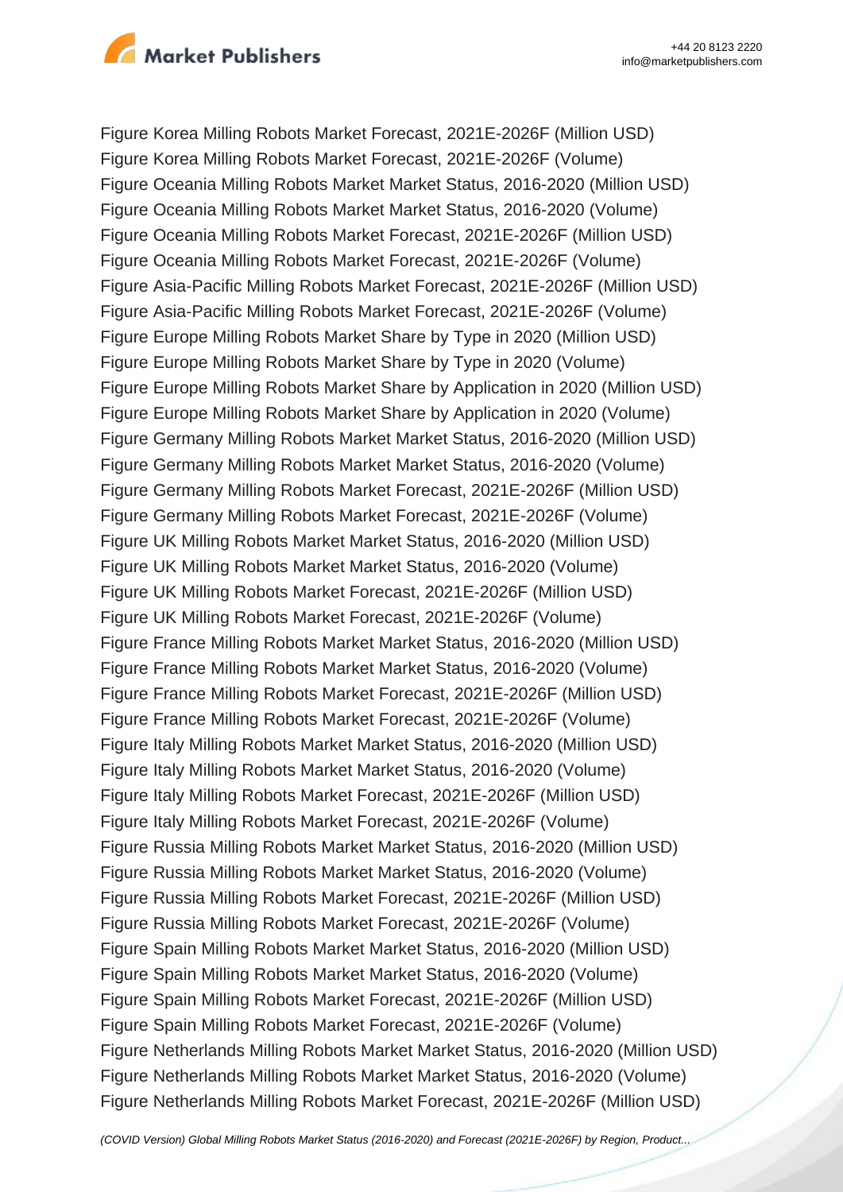Figure Korea Milling Robots Market Forecast, 2021E-2026F (Million USD)
Figure Korea Milling Robots Market Forecast, 2021E-2026F (Volume)
Figure Oceania Milling Robots Market Market Status, 2016-2020 (Million USD)
Figure Oceania Milling Robots Market Market Status, 2016-2020 (Volume)
Figure Oceania Milling Robots Market Forecast, 2021E-2026F (Million USD)
Figure Oceania Milling Robots Market Forecast, 2021E-2026F (Volume)
Figure Asia-Pacific Milling Robots Market Forecast, 2021E-2026F (Million USD)
Figure Asia-Pacific Milling Robots Market Forecast, 2021E-2026F (Volume)
Figure Europe Milling Robots Market Share by Type in 2020 (Million USD)
Figure Europe Milling Robots Market Share by Type in 2020 (Volume)
Figure Europe Milling Robots Market Share by Application in 2020 (Million USD)
Figure Europe Milling Robots Market Share by Application in 2020 (Volume)
Figure Germany Milling Robots Market Market Status, 2016-2020 (Million USD)
Figure Germany Milling Robots Market Market Status, 2016-2020 (Volume)
Figure Germany Milling Robots Market Forecast, 2021E-2026F (Million USD)
Figure Germany Milling Robots Market Forecast, 2021E-2026F (Volume)
Figure UK Milling Robots Market Market Status, 2016-2020 (Million USD)
Figure UK Milling Robots Market Market Status, 2016-2020 (Volume)
Figure UK Milling Robots Market Forecast, 2021E-2026F (Million USD)
Figure UK Milling Robots Market Forecast, 2021E-2026F (Volume)
Figure France Milling Robots Market Market Status, 2016-2020 (Million USD)
Figure France Milling Robots Market Market Status, 2016-2020 (Volume)
Figure France Milling Robots Market Forecast, 2021E-2026F (Million USD)
Figure France Milling Robots Market Forecast, 2021E-2026F (Volume)
Figure Italy Milling Robots Market Market Status, 2016-2020 (Million USD)
Figure Italy Milling Robots Market Market Status, 2016-2020 (Volume)
Figure Italy Milling Robots Market Forecast, 2021E-2026F (Million USD)
Figure Italy Milling Robots Market Forecast, 2021E-2026F (Volume)
Figure Russia Milling Robots Market Market Status, 2016-2020 (Million USD)
Figure Russia Milling Robots Market Market Status, 2016-2020 (Volume)
Figure Russia Milling Robots Market Forecast, 2021E-2026F (Million USD)
Figure Russia Milling Robots Market Forecast, 2021E-2026F (Volume)
Figure Spain Milling Robots Market Market Status, 2016-2020 (Million USD)
Figure Spain Milling Robots Market Market Status, 2016-2020 (Volume)
Figure Spain Milling Robots Market Forecast, 2021E-2026F (Million USD)
Figure Spain Milling Robots Market Forecast, 2021E-2026F (Volume)
Figure Netherlands Milling Robots Market Market Status, 2016-2020 (Million USD)
Figure Netherlands Milling Robots Market Market Status, 2016-2020 (Volume)
Figure Netherlands Milling Robots Market Forecast, 2021E-2026F (Million USD)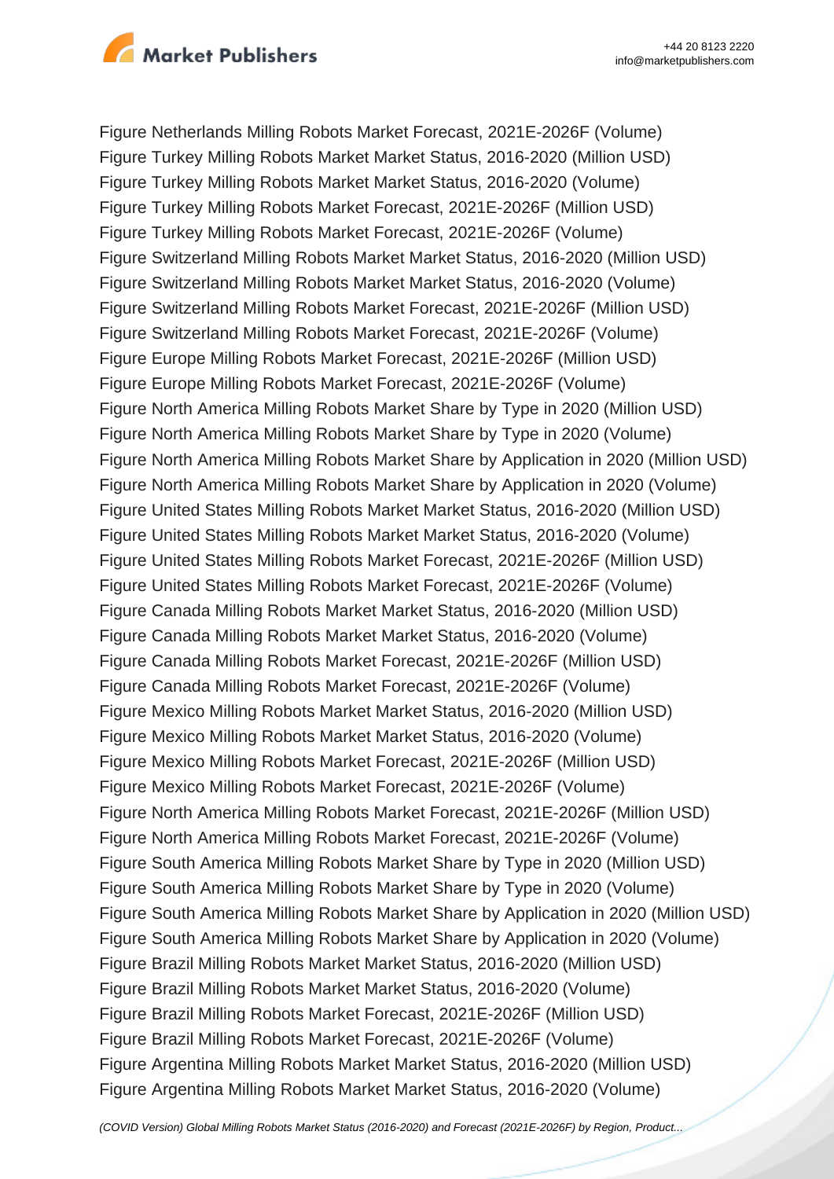Figure Netherlands Milling Robots Market Forecast, 2021E-2026F (Volume)
Figure Turkey Milling Robots Market Market Status, 2016-2020 (Million USD)
Figure Turkey Milling Robots Market Market Status, 2016-2020 (Volume)
Figure Turkey Milling Robots Market Forecast, 2021E-2026F (Million USD)
Figure Turkey Milling Robots Market Forecast, 2021E-2026F (Volume)
Figure Switzerland Milling Robots Market Market Status, 2016-2020 (Million USD)
Figure Switzerland Milling Robots Market Market Status, 2016-2020 (Volume)
Figure Switzerland Milling Robots Market Forecast, 2021E-2026F (Million USD)
Figure Switzerland Milling Robots Market Forecast, 2021E-2026F (Volume)
Figure Europe Milling Robots Market Forecast, 2021E-2026F (Million USD)
Figure Europe Milling Robots Market Forecast, 2021E-2026F (Volume)
Figure North America Milling Robots Market Share by Type in 2020 (Million USD)
Figure North America Milling Robots Market Share by Type in 2020 (Volume)
Figure North America Milling Robots Market Share by Application in 2020 (Million USD)
Figure North America Milling Robots Market Share by Application in 2020 (Volume)
Figure United States Milling Robots Market Market Status, 2016-2020 (Million USD)
Figure United States Milling Robots Market Market Status, 2016-2020 (Volume)
Figure United States Milling Robots Market Forecast, 2021E-2026F (Million USD)
Figure United States Milling Robots Market Forecast, 2021E-2026F (Volume)
Figure Canada Milling Robots Market Market Status, 2016-2020 (Million USD)
Figure Canada Milling Robots Market Market Status, 2016-2020 (Volume)
Figure Canada Milling Robots Market Forecast, 2021E-2026F (Million USD)
Figure Canada Milling Robots Market Forecast, 2021E-2026F (Volume)
Figure Mexico Milling Robots Market Market Status, 2016-2020 (Million USD)
Figure Mexico Milling Robots Market Market Status, 2016-2020 (Volume)
Figure Mexico Milling Robots Market Forecast, 2021E-2026F (Million USD)
Figure Mexico Milling Robots Market Forecast, 2021E-2026F (Volume)
Figure North America Milling Robots Market Forecast, 2021E-2026F (Million USD)
Figure North America Milling Robots Market Forecast, 2021E-2026F (Volume)
Figure South America Milling Robots Market Share by Type in 2020 (Million USD)
Figure South America Milling Robots Market Share by Type in 2020 (Volume)
Figure South America Milling Robots Market Share by Application in 2020 (Million USD)
Figure South America Milling Robots Market Share by Application in 2020 (Volume)
Figure Brazil Milling Robots Market Market Status, 2016-2020 (Million USD)
Figure Brazil Milling Robots Market Market Status, 2016-2020 (Volume)
Figure Brazil Milling Robots Market Forecast, 2021E-2026F (Million USD)
Figure Brazil Milling Robots Market Forecast, 2021E-2026F (Volume)
Figure Argentina Milling Robots Market Market Status, 2016-2020 (Million USD)
Figure Argentina Milling Robots Market Market Status, 2016-2020 (Volume)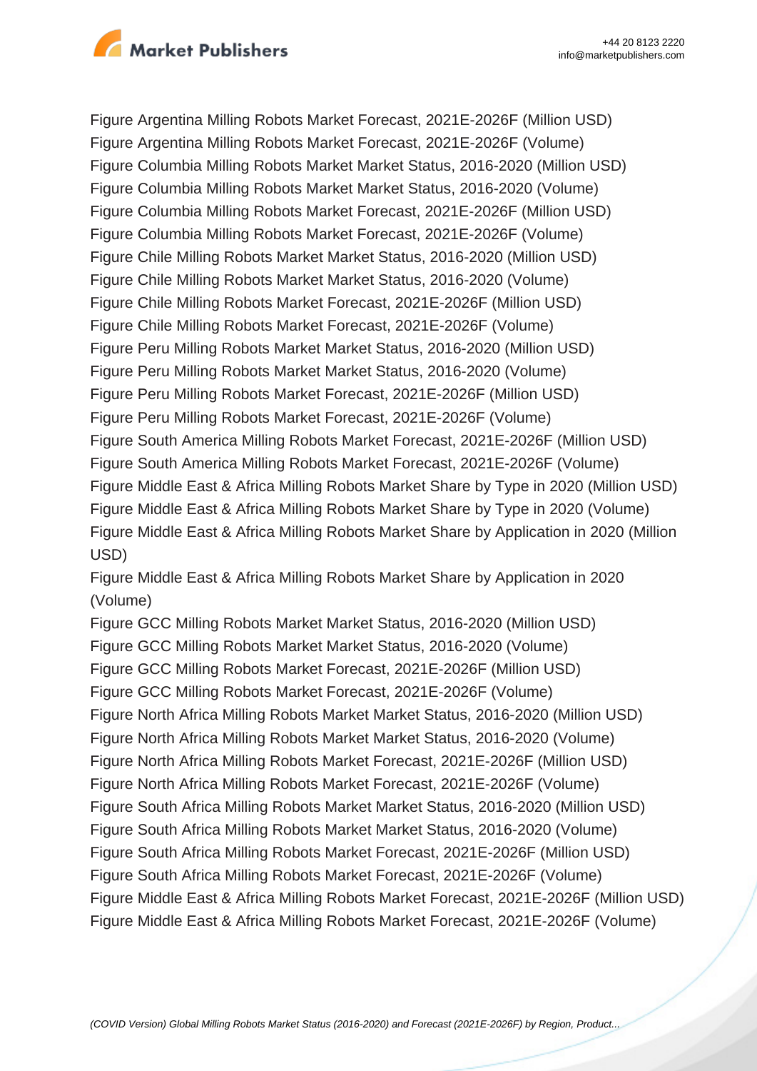Figure Argentina Milling Robots Market Forecast, 2021E-2026F (Million USD)
Figure Argentina Milling Robots Market Forecast, 2021E-2026F (Volume)
Figure Columbia Milling Robots Market Market Status, 2016-2020 (Million USD)
Figure Columbia Milling Robots Market Market Status, 2016-2020 (Volume)
Figure Columbia Milling Robots Market Forecast, 2021E-2026F (Million USD)
Figure Columbia Milling Robots Market Forecast, 2021E-2026F (Volume)
Figure Chile Milling Robots Market Market Status, 2016-2020 (Million USD)
Figure Chile Milling Robots Market Market Status, 2016-2020 (Volume)
Figure Chile Milling Robots Market Forecast, 2021E-2026F (Million USD)
Figure Chile Milling Robots Market Forecast, 2021E-2026F (Volume)
Figure Peru Milling Robots Market Market Status, 2016-2020 (Million USD)
Figure Peru Milling Robots Market Market Status, 2016-2020 (Volume)
Figure Peru Milling Robots Market Forecast, 2021E-2026F (Million USD)
Figure Peru Milling Robots Market Forecast, 2021E-2026F (Volume)
Figure South America Milling Robots Market Forecast, 2021E-2026F (Million USD)
Figure South America Milling Robots Market Forecast, 2021E-2026F (Volume)
Figure Middle East & Africa Milling Robots Market Share by Type in 2020 (Million USD)
Figure Middle East & Africa Milling Robots Market Share by Type in 2020 (Volume)
Figure Middle East & Africa Milling Robots Market Share by Application in 2020 (Million USD)
Figure Middle East & Africa Milling Robots Market Share by Application in 2020 (Volume)
Figure GCC Milling Robots Market Market Status, 2016-2020 (Million USD)
Figure GCC Milling Robots Market Market Status, 2016-2020 (Volume)
Figure GCC Milling Robots Market Forecast, 2021E-2026F (Million USD)
Figure GCC Milling Robots Market Forecast, 2021E-2026F (Volume)
Figure North Africa Milling Robots Market Market Status, 2016-2020 (Million USD)
Figure North Africa Milling Robots Market Market Status, 2016-2020 (Volume)
Figure North Africa Milling Robots Market Forecast, 2021E-2026F (Million USD)
Figure North Africa Milling Robots Market Forecast, 2021E-2026F (Volume)
Figure South Africa Milling Robots Market Market Status, 2016-2020 (Million USD)
Figure South Africa Milling Robots Market Market Status, 2016-2020 (Volume)
Figure South Africa Milling Robots Market Forecast, 2021E-2026F (Million USD)
Figure South Africa Milling Robots Market Forecast, 2021E-2026F (Volume)
Figure Middle East & Africa Milling Robots Market Forecast, 2021E-2026F (Million USD)
Figure Middle East & Africa Milling Robots Market Forecast, 2021E-2026F (Volume)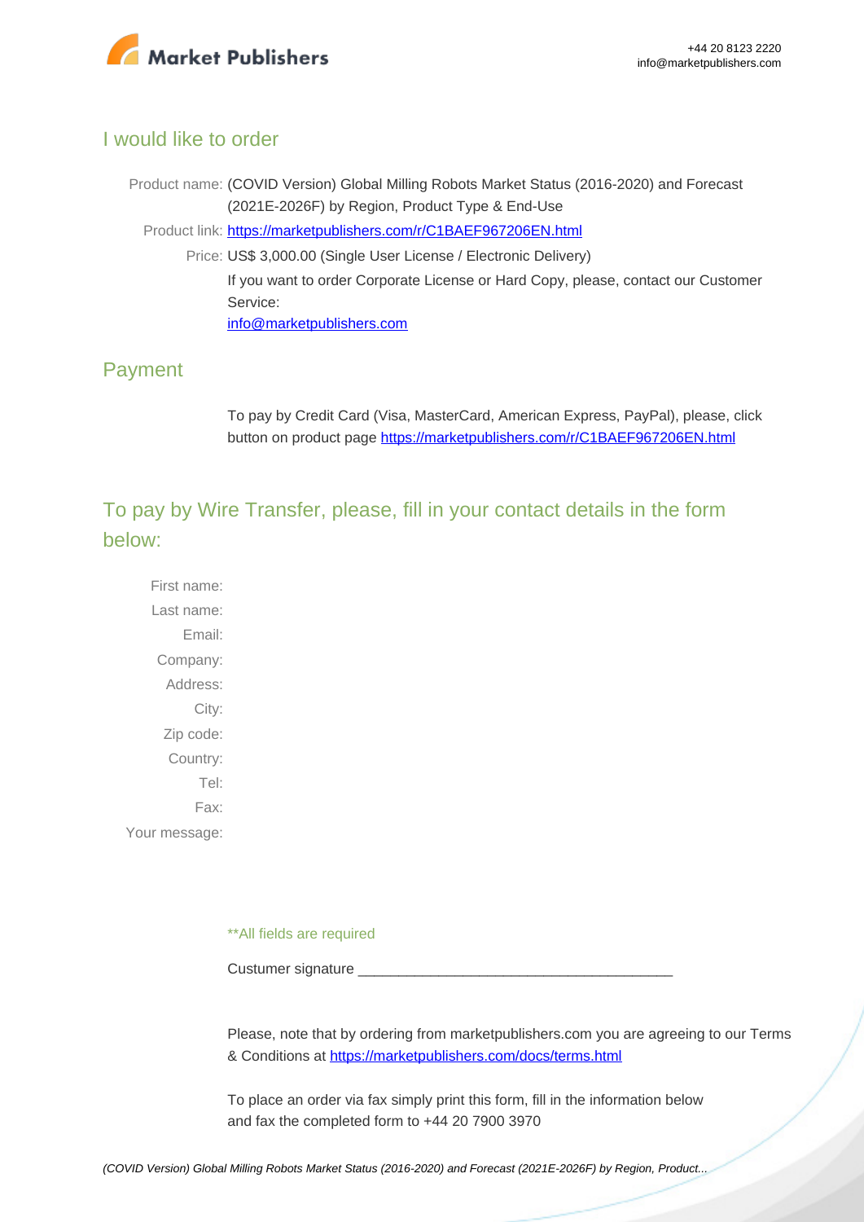## I would like to order

Product name: (COVID Version) Global Milling Robots Market Status (2016-2020) and Forecast (2021E-2026F) by Region, Product Type & End-Use

Product link: https://marketpublishers.com/r/C1BAEF967206EN.html

Price: US$ 3,000.00 (Single User License / Electronic Delivery)

If you want to order Corporate License or Hard Copy, please, contact our Customer Service:

info@marketpublishers.com

## Payment

To pay by Credit Card (Visa, MasterCard, American Express, PayPal), please, click button on product page https://marketpublishers.com/r/C1BAEF967206EN.html

## To pay by Wire Transfer, please, fill in your contact details in the form below:

First name:

Last name:

Email:

Company:

Address:

City:

Zip code:

Country:

Tel:

Fax:

Your message:

**All fields are required

Custumer signature ______________________________________

Please, note that by ordering from marketpublishers.com you are agreeing to our Terms & Conditions at https://marketpublishers.com/docs/terms.html

To place an order via fax simply print this form, fill in the information below and fax the completed form to +44 20 7900 3970